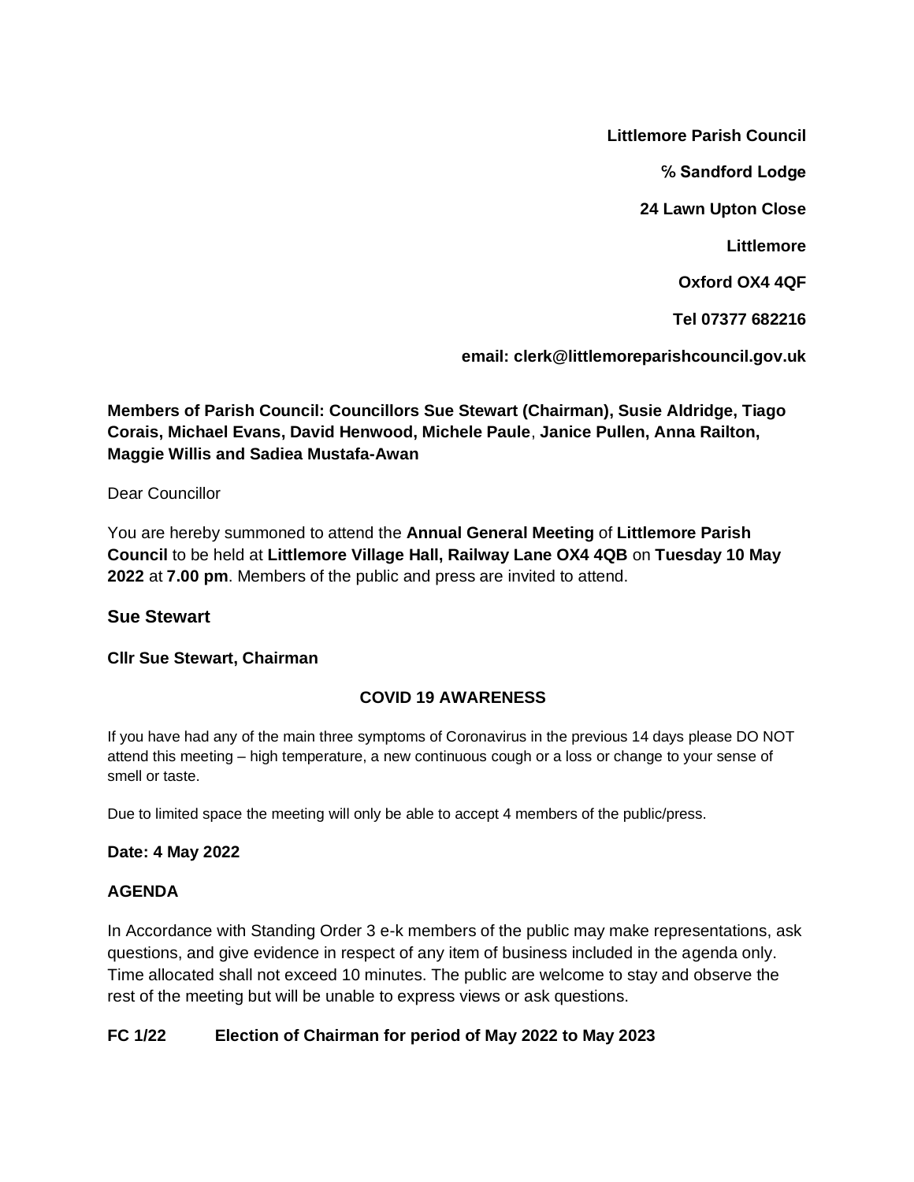**Littlemore Parish Council**

**℅ Sandford Lodge**

**24 Lawn Upton Close**

**Littlemore**

**Oxford OX4 4QF**

**Tel 07377 682216**

**email: clerk@littlemoreparishcouncil.gov.uk**

**Members of Parish Council: Councillors Sue Stewart (Chairman), Susie Aldridge, Tiago Corais, Michael Evans, David Henwood, Michele Paule, Janice Pullen, Anna Railton, Maggie Willis and Sadiea Mustafa-Awan**

Dear Councillor

You are hereby summoned to attend the **Annual General Meeting** of **Littlemore Parish Council** to be held at **Littlemore Village Hall, Railway Lane OX4 4QB** on **Tuesday 10 May 2022** at **7.00 pm**. Members of the public and press are invited to attend.

## Sue Stewart

**Cllr Sue Stewart, Chairman**

### COVID 19 AWARENESS

If you have had any of the main three symptoms of Coronavirus in the previous 14 days please DO NOT attend this meeting – high temperature, a new continuous cough or a loss or change to your sense of smell or taste.

Due to limited space the meeting will only be able to accept 4 members of the public/press.

**Date: 4 May 2022**

**AGENDA**

In Accordance with Standing Order 3 e-k members of the public may make representations, ask questions, and give evidence in respect of any item of business included in the agenda only. Time allocated shall not exceed 10 minutes. The public are welcome to stay and observe the rest of the meeting but will be unable to express views or ask questions.

**FC 1/22 Election of Chairman for period of May 2022 to May 2023**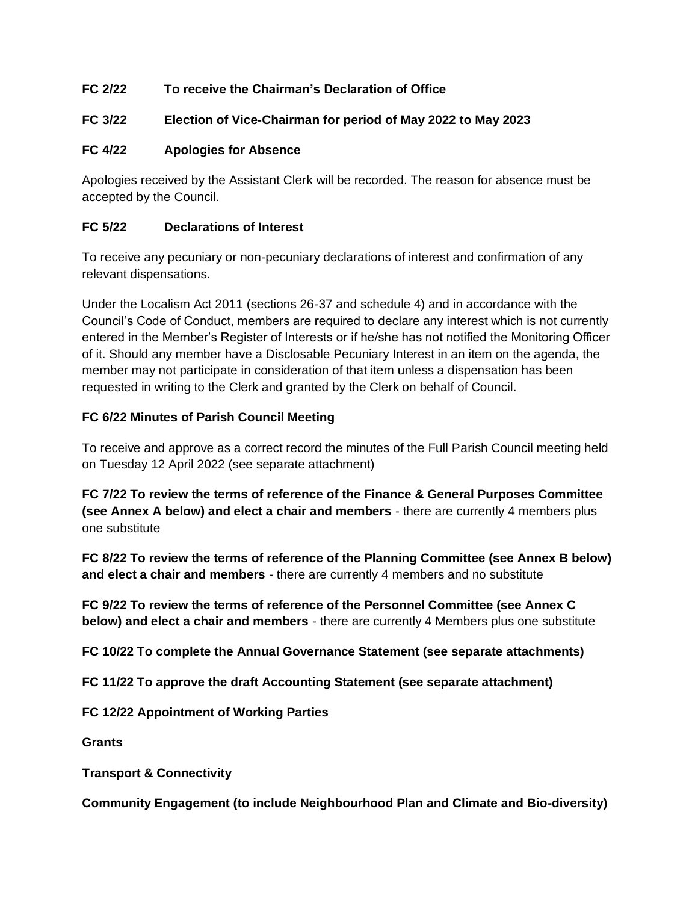**FC 2/22 To receive the Chairman's Declaration of Office**

**FC 3/22 Election of Vice-Chairman for period of May 2022 to May 2023**

**FC 4/22 Apologies for Absence**

Apologies received by the Assistant Clerk will be recorded. The reason for absence must be accepted by the Council.

**FC 5/22 Declarations of Interest**

To receive any pecuniary or non-pecuniary declarations of interest and confirmation of any relevant dispensations.

Under the Localism Act 2011 (sections 26-37 and schedule 4) and in accordance with the Council's Code of Conduct, members are required to declare any interest which is not currently entered in the Member's Register of Interests or if he/she has not notified the Monitoring Officer of it. Should any member have a Disclosable Pecuniary Interest in an item on the agenda, the member may not participate in consideration of that item unless a dispensation has been requested in writing to the Clerk and granted by the Clerk on behalf of Council.

**FC 6/22 Minutes of Parish Council Meeting**

To receive and approve as a correct record the minutes of the Full Parish Council meeting held on Tuesday 12 April 2022 (see separate attachment)

**FC 7/22 To review the terms of reference of the Finance & General Purposes Committee (see Annex A below) and elect a chair and members** - there are currently 4 members plus one substitute

**FC 8/22 To review the terms of reference of the Planning Committee (see Annex B below) and elect a chair and members** - there are currently 4 members and no substitute

**FC 9/22 To review the terms of reference of the Personnel Committee (see Annex C below) and elect a chair and members** - there are currently 4 Members plus one substitute

**FC 10/22 To complete the Annual Governance Statement (see separate attachments)**

**FC 11/22 To approve the draft Accounting Statement (see separate attachment)**

**FC 12/22 Appointment of Working Parties**

**Grants**

**Transport & Connectivity**

**Community Engagement (to include Neighbourhood Plan and Climate and Bio-diversity)**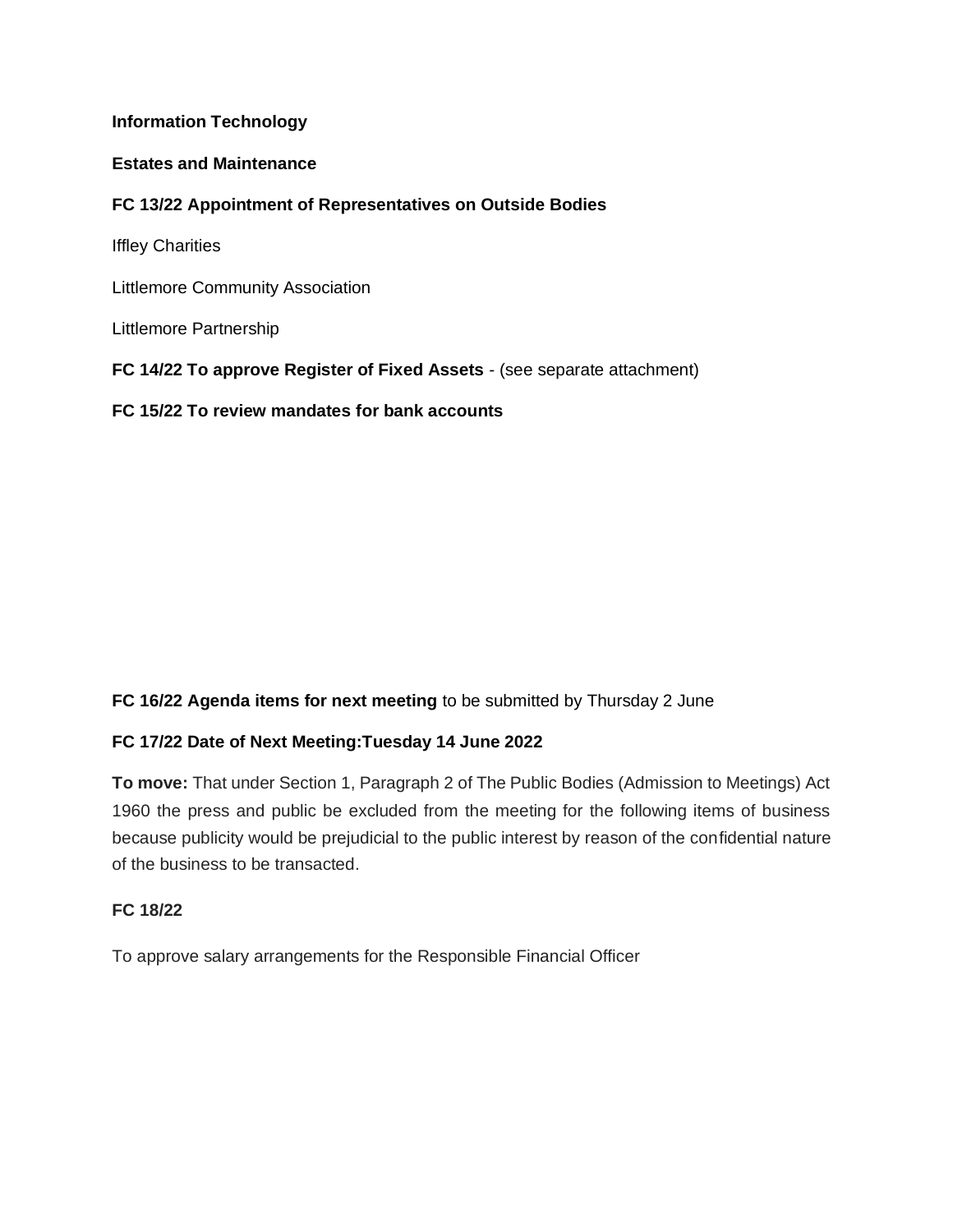**Information Technology**

**Estates and Maintenance**

**FC 13/22 Appointment of Representatives on Outside Bodies**

Iffley Charities

Littlemore Community Association

Littlemore Partnership

**FC 14/22 To approve Register of Fixed Assets** - (see separate attachment)

**FC 15/22 To review mandates for bank accounts**

**FC 16/22 Agenda items for next meeting** to be submitted by Thursday 2 June

**FC 17/22 Date of Next Meeting:Tuesday 14 June 2022**

**To move:** That under Section 1, Paragraph 2 of The Public Bodies (Admission to Meetings) Act 1960 the press and public be excluded from the meeting for the following items of business because publicity would be prejudicial to the public interest by reason of the confidential nature of the business to be transacted.

**FC 18/22**

To approve salary arrangements for the Responsible Financial Officer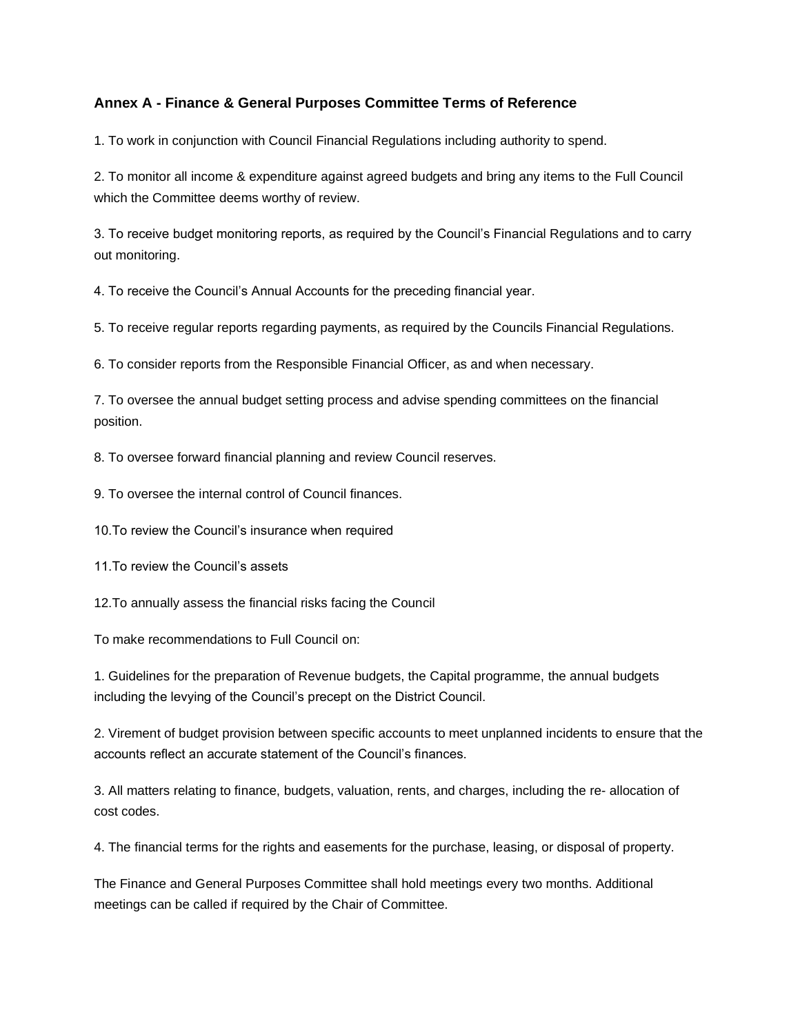### Annex A - Finance & General Purposes Committee Terms of Reference

1. To work in conjunction with Council Financial Regulations including authority to spend.

2. To monitor all income & expenditure against agreed budgets and bring any items to the Full Council which the Committee deems worthy of review.

3. To receive budget monitoring reports, as required by the Council's Financial Regulations and to carry out monitoring.

4. To receive the Council's Annual Accounts for the preceding financial year.

5. To receive regular reports regarding payments, as required by the Councils Financial Regulations.

6. To consider reports from the Responsible Financial Officer, as and when necessary.

7. To oversee the annual budget setting process and advise spending committees on the financial position.

8. To oversee forward financial planning and review Council reserves.

9. To oversee the internal control of Council finances.

10.To review the Council's insurance when required

11.To review the Council's assets

12.To annually assess the financial risks facing the Council

To make recommendations to Full Council on:

1. Guidelines for the preparation of Revenue budgets, the Capital programme, the annual budgets including the levying of the Council's precept on the District Council.

2. Virement of budget provision between specific accounts to meet unplanned incidents to ensure that the accounts reflect an accurate statement of the Council's finances.

3. All matters relating to finance, budgets, valuation, rents, and charges, including the re- allocation of cost codes.

4. The financial terms for the rights and easements for the purchase, leasing, or disposal of property.

The Finance and General Purposes Committee shall hold meetings every two months. Additional meetings can be called if required by the Chair of Committee.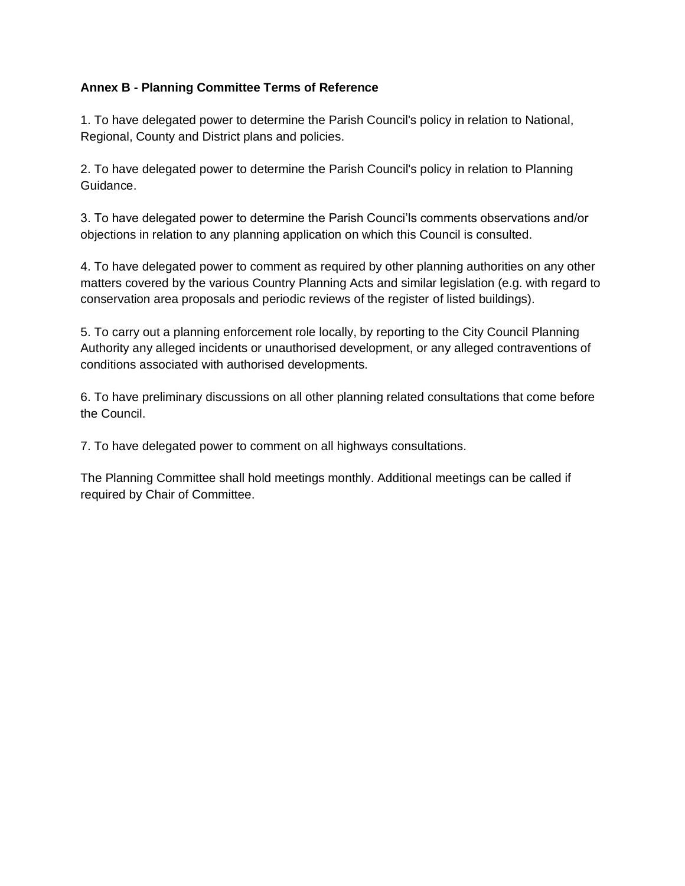**Annex B - Planning Committee Terms of Reference**

1. To have delegated power to determine the Parish Council's policy in relation to National, Regional, County and District plans and policies.

2. To have delegated power to determine the Parish Council's policy in relation to Planning Guidance.

3. To have delegated power to determine the Parish Counci'ls comments observations and/or objections in relation to any planning application on which this Council is consulted.

4. To have delegated power to comment as required by other planning authorities on any other matters covered by the various Country Planning Acts and similar legislation (e.g. with regard to conservation area proposals and periodic reviews of the register of listed buildings).

5. To carry out a planning enforcement role locally, by reporting to the City Council Planning Authority any alleged incidents or unauthorised development, or any alleged contraventions of conditions associated with authorised developments.

6. To have preliminary discussions on all other planning related consultations that come before the Council.

7. To have delegated power to comment on all highways consultations.

The Planning Committee shall hold meetings monthly. Additional meetings can be called if required by Chair of Committee.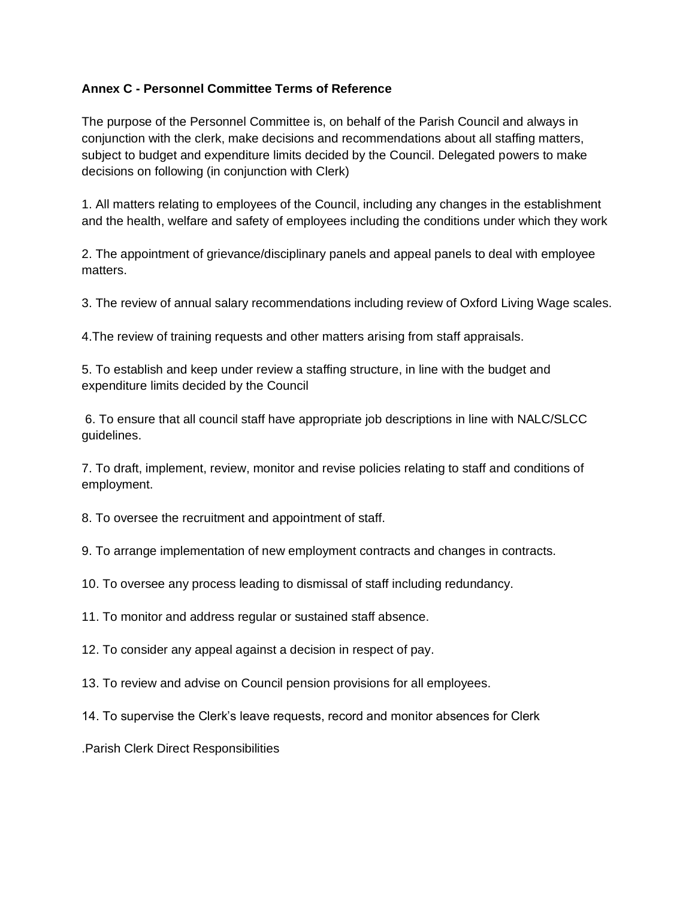**Annex C - Personnel Committee Terms of Reference**

The purpose of the Personnel Committee is, on behalf of the Parish Council and always in conjunction with the clerk, make decisions and recommendations about all staffing matters, subject to budget and expenditure limits decided by the Council. Delegated powers to make decisions on following (in conjunction with Clerk)

1. All matters relating to employees of the Council, including any changes in the establishment and the health, welfare and safety of employees including the conditions under which they work

2. The appointment of grievance/disciplinary panels and appeal panels to deal with employee matters.

3. The review of annual salary recommendations including review of Oxford Living Wage scales.

4.The review of training requests and other matters arising from staff appraisals.

5. To establish and keep under review a staffing structure, in line with the budget and expenditure limits decided by the Council

6. To ensure that all council staff have appropriate job descriptions in line with NALC/SLCC guidelines.

7. To draft, implement, review, monitor and revise policies relating to staff and conditions of employment.

8. To oversee the recruitment and appointment of staff.

9. To arrange implementation of new employment contracts and changes in contracts.

10. To oversee any process leading to dismissal of staff including redundancy.

11. To monitor and address regular or sustained staff absence.

12. To consider any appeal against a decision in respect of pay.

13. To review and advise on Council pension provisions for all employees.

14. To supervise the Clerk's leave requests, record and monitor absences for Clerk

.Parish Clerk Direct Responsibilities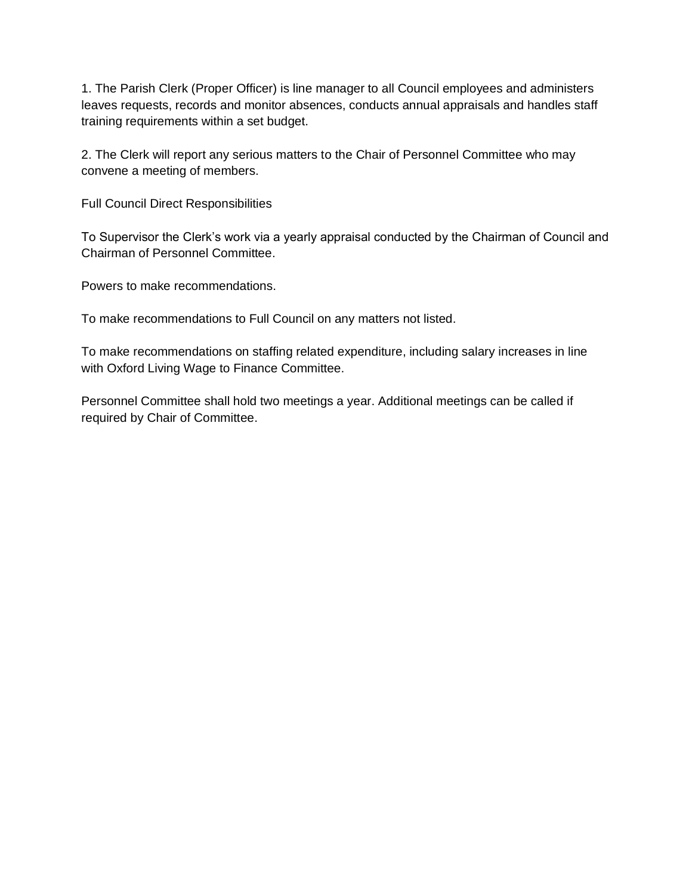1. The Parish Clerk (Proper Officer) is line manager to all Council employees and administers leaves requests, records and monitor absences, conducts annual appraisals and handles staff training requirements within a set budget.

2. The Clerk will report any serious matters to the Chair of Personnel Committee who may convene a meeting of members.

Full Council Direct Responsibilities

To Supervisor the Clerk's work via a yearly appraisal conducted by the Chairman of Council and Chairman of Personnel Committee.

Powers to make recommendations.

To make recommendations to Full Council on any matters not listed.

To make recommendations on staffing related expenditure, including salary increases in line with Oxford Living Wage to Finance Committee.

Personnel Committee shall hold two meetings a year. Additional meetings can be called if required by Chair of Committee.